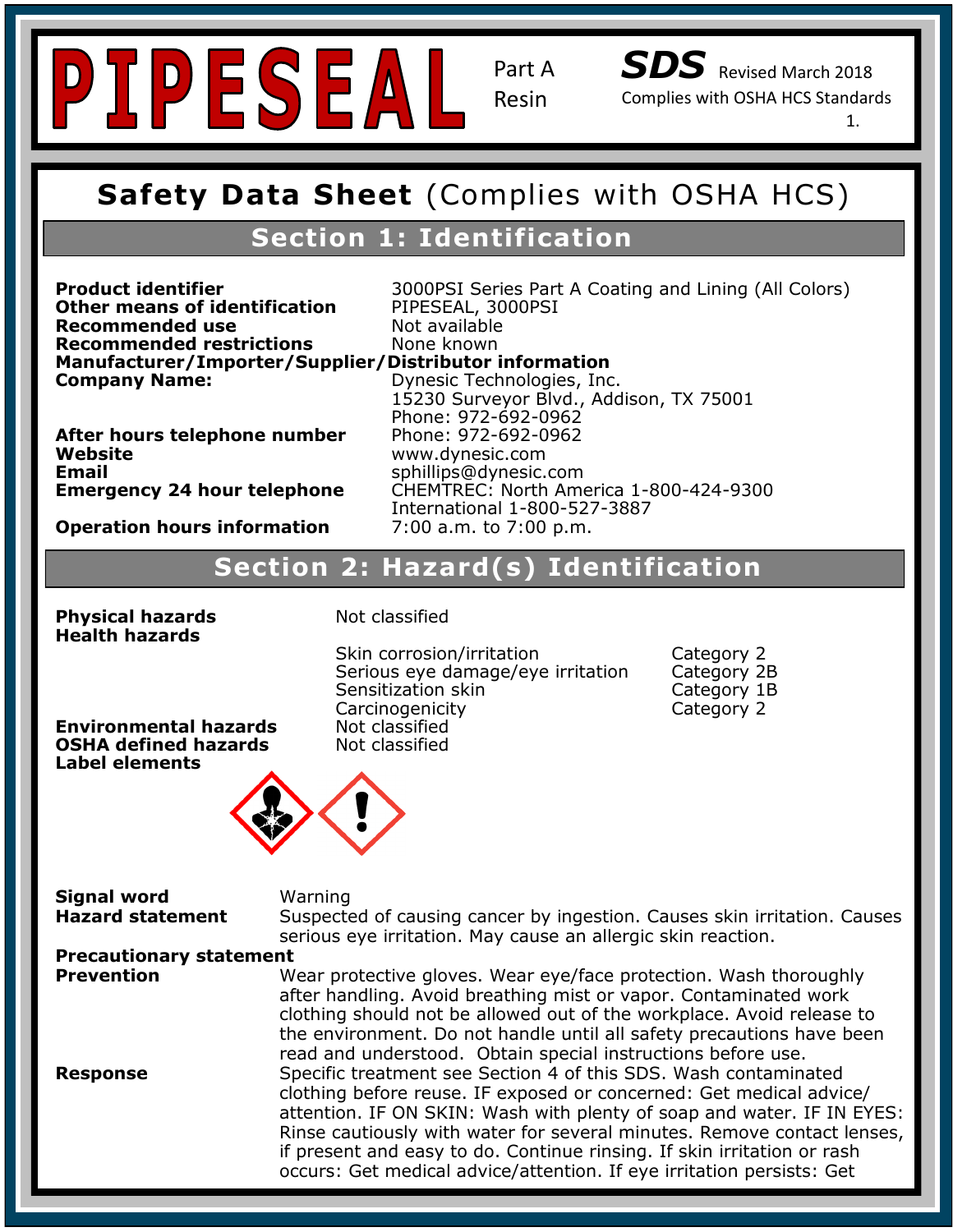# PIPESEAL

Part A Resin

**SDS** Revised March 2018

Complies with OSHA HCS Standards

# Safety Data Sheet (Complies with OSHA HCS)

## Section 1: Identification

| | |
|---|---|
| **Product identifier** | 3000PSI Series Part A Coating and Lining (All Colors) |
| **Other means of identification** | PIPESEAL, 3000PSI |
| **Recommended use** | Not available |
| **Recommended restrictions** | None known |

**Manufacturer/Importer/Supplier/Distributor information**

| | |
|---|---|
| **Company Name:** | Dynesic Technologies, Inc.<br>15230 Surveyor Blvd., Addison, TX 75001<br>Phone: 972-692-0962 |
| **After hours telephone number** | Phone: 972-692-0962 |
| **Website** | www.dynesic.com |
| **Email** | sphillips@dynesic.com |
| **Emergency 24 hour telephone** | CHEMTREC: North America 1-800-424-9300<br>International 1-800-527-3887 |
| **Operation hours information** | 7:00 a.m. to 7:00 p.m. |

## Section 2: Hazard(s) Identification

**Physical hazards** Not classified

**Health hazards**

| | |
|---|---|
| Skin corrosion/irritation | Category 2 |
| Serious eye damage/eye irritation | Category 2B |
| Sensitization skin | Category 1B |
| Carcinogenicity | Category 2 |

**Environmental hazards** Not classified

**OSHA defined hazards** Not classified

**Label elements**

**Signal word** Warning

**Hazard statement** Suspected of causing cancer by ingestion. Causes skin irritation. Causes serious eye irritation. May cause an allergic skin reaction.

**Precautionary statement**

**Prevention** Wear protective gloves. Wear eye/face protection. Wash thoroughly after handling. Avoid breathing mist or vapor. Contaminated work clothing should not be allowed out of the workplace. Avoid release to the environment. Do not handle until all safety precautions have been read and understood. Obtain special instructions before use.

**Response** Specific treatment see Section 4 of this SDS. Wash contaminated clothing before reuse. IF exposed or concerned: Get medical advice/attention. IF ON SKIN: Wash with plenty of soap and water. IF IN EYES: Rinse cautiously with water for several minutes. Remove contact lenses, if present and easy to do. Continue rinsing. If skin irritation or rash occurs: Get medical advice/attention. If eye irritation persists: Get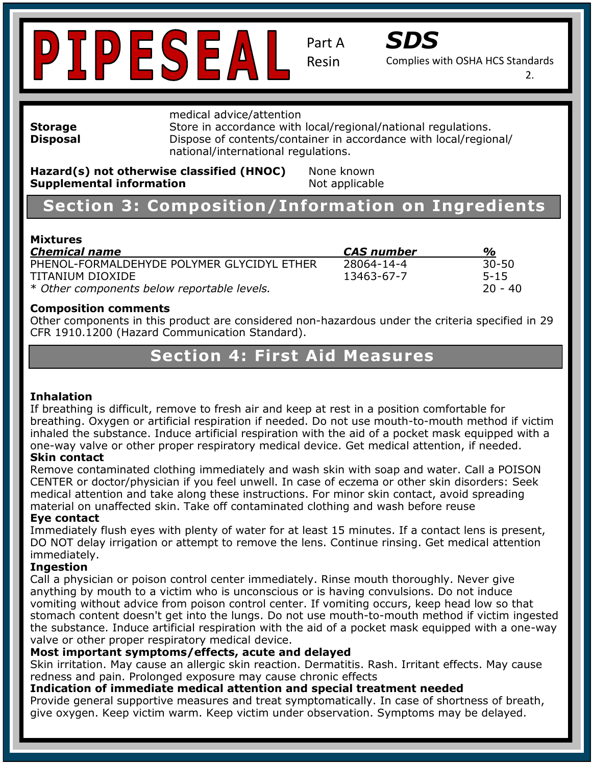medical advice/attention

**Storage** Store in accordance with local/regional/national regulations.

**Disposal** Dispose of contents/container in accordance with local/regional/ national/international regulations.

**Hazard(s) not otherwise classified (HNOC)** None known

**Supplemental information** Not applicable

## Section 3: Composition/Information on Ingredients

**Mixtures**

| ***Chemical name*** | ***CAS number*** | ***%*** |
|---|---|---|
| PHENOL-FORMALDEHYDE POLYMER GLYCIDYL ETHER | 28064-14-4 | 30-50 |
| TITANIUM DIOXIDE | 13463-67-7 | 5-15 |
| *\* Other components below reportable levels.* | | 20 - 40 |

**Composition comments**

Other components in this product are considered non-hazardous under the criteria specified in 29 CFR 1910.1200 (Hazard Communication Standard).

## Section 4: First Aid Measures

**Inhalation**

If breathing is difficult, remove to fresh air and keep at rest in a position comfortable for breathing. Oxygen or artificial respiration if needed. Do not use mouth-to-mouth method if victim inhaled the substance. Induce artificial respiration with the aid of a pocket mask equipped with a one-way valve or other proper respiratory medical device. Get medical attention, if needed.

**Skin contact**

Remove contaminated clothing immediately and wash skin with soap and water. Call a POISON CENTER or doctor/physician if you feel unwell. In case of eczema or other skin disorders: Seek medical attention and take along these instructions. For minor skin contact, avoid spreading material on unaffected skin. Take off contaminated clothing and wash before reuse

**Eye contact**

Immediately flush eyes with plenty of water for at least 15 minutes. If a contact lens is present, DO NOT delay irrigation or attempt to remove the lens. Continue rinsing. Get medical attention immediately.

**Ingestion**

Call a physician or poison control center immediately. Rinse mouth thoroughly. Never give anything by mouth to a victim who is unconscious or is having convulsions. Do not induce vomiting without advice from poison control center. If vomiting occurs, keep head low so that stomach content doesn't get into the lungs. Do not use mouth-to-mouth method if victim ingested the substance. Induce artificial respiration with the aid of a pocket mask equipped with a one-way valve or other proper respiratory medical device.

**Most important symptoms/effects, acute and delayed**

Skin irritation. May cause an allergic skin reaction. Dermatitis. Rash. Irritant effects. May cause redness and pain. Prolonged exposure may cause chronic effects

**Indication of immediate medical attention and special treatment needed**

Provide general supportive measures and treat symptomatically. In case of shortness of breath, give oxygen. Keep victim warm. Keep victim under observation. Symptoms may be delayed.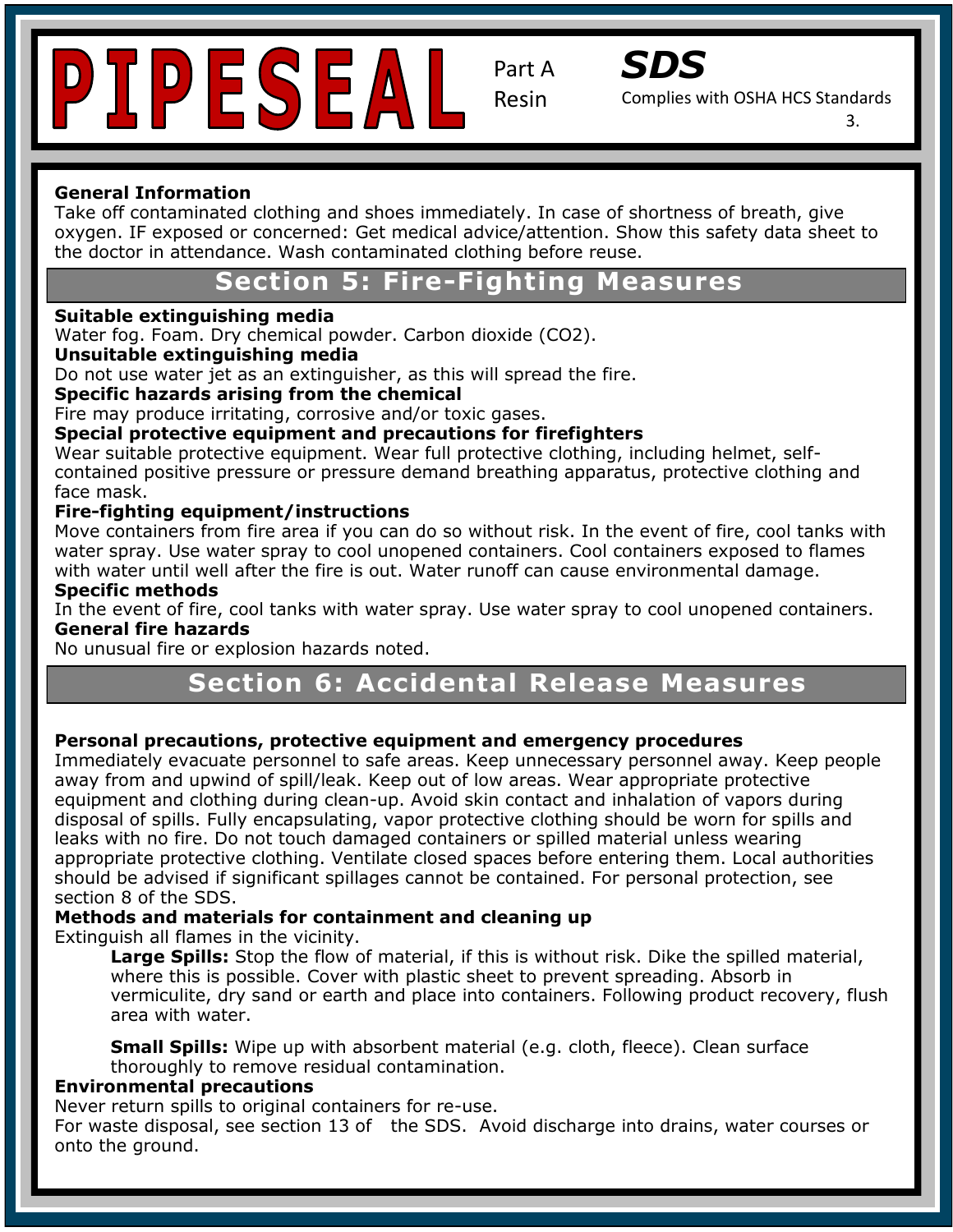**General Information**
Take off contaminated clothing and shoes immediately. In case of shortness of breath, give oxygen. IF exposed or concerned: Get medical advice/attention. Show this safety data sheet to the doctor in attendance. Wash contaminated clothing before reuse.

## Section 5: Fire-Fighting Measures

**Suitable extinguishing media**
Water fog. Foam. Dry chemical powder. Carbon dioxide ($CO_2$).

**Unsuitable extinguishing media**
Do not use water jet as an extinguisher, as this will spread the fire.

**Specific hazards arising from the chemical**
Fire may produce irritating, corrosive and/or toxic gases.

**Special protective equipment and precautions for firefighters**
Wear suitable protective equipment. Wear full protective clothing, including helmet, self-contained positive pressure or pressure demand breathing apparatus, protective clothing and face mask.

**Fire-fighting equipment/instructions**
Move containers from fire area if you can do so without risk. In the event of fire, cool tanks with water spray. Use water spray to cool unopened containers. Cool containers exposed to flames with water until well after the fire is out. Water runoff can cause environmental damage.

**Specific methods**
In the event of fire, cool tanks with water spray. Use water spray to cool unopened containers.

**General fire hazards**
No unusual fire or explosion hazards noted.

## Section 6: Accidental Release Measures

**Personal precautions, protective equipment and emergency procedures**
Immediately evacuate personnel to safe areas. Keep unnecessary personnel away. Keep people away from and upwind of spill/leak. Keep out of low areas. Wear appropriate protective equipment and clothing during clean-up. Avoid skin contact and inhalation of vapors during disposal of spills. Fully encapsulating, vapor protective clothing should be worn for spills and leaks with no fire. Do not touch damaged containers or spilled material unless wearing appropriate protective clothing. Ventilate closed spaces before entering them. Local authorities should be advised if significant spillages cannot be contained. For personal protection, see section 8 of the SDS.

**Methods and materials for containment and cleaning up**
Extinguish all flames in the vicinity.

> **Large Spills:** Stop the flow of material, if this is without risk. Dike the spilled material, where this is possible. Cover with plastic sheet to prevent spreading. Absorb in vermiculite, dry sand or earth and place into containers. Following product recovery, flush area with water.
>
> **Small Spills:** Wipe up with absorbent material (e.g. cloth, fleece). Clean surface thoroughly to remove residual contamination.

**Environmental precautions**
Never return spills to original containers for re-use.
For waste disposal, see section 13 of the SDS. Avoid discharge into drains, water courses or onto the ground.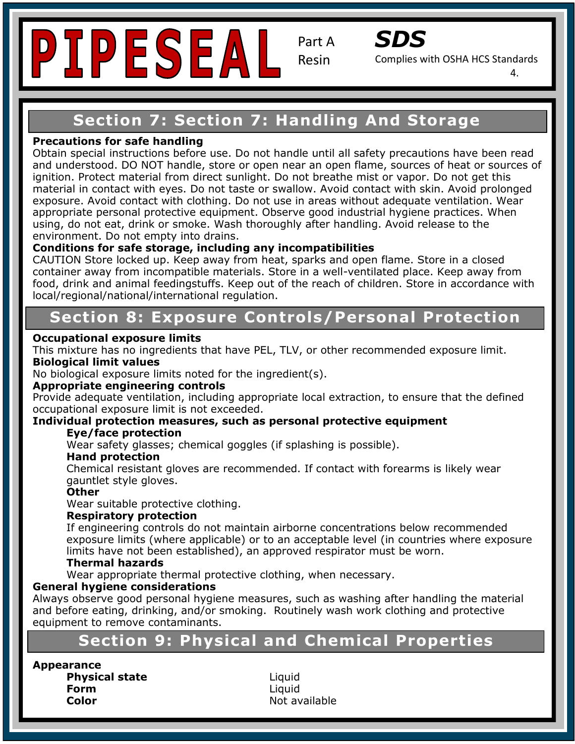## Section 7: Section 7: Handling And Storage

**Precautions for safe handling**

Obtain special instructions before use. Do not handle until all safety precautions have been read and understood. DO NOT handle, store or open near an open flame, sources of heat or sources of ignition. Protect material from direct sunlight. Do not breathe mist or vapor. Do not get this material in contact with eyes. Do not taste or swallow. Avoid contact with skin. Avoid prolonged exposure. Avoid contact with clothing. Do not use in areas without adequate ventilation. Wear appropriate personal protective equipment. Observe good industrial hygiene practices. When using, do not eat, drink or smoke. Wash thoroughly after handling. Avoid release to the environment. Do not empty into drains.

**Conditions for safe storage, including any incompatibilities**

CAUTION Store locked up. Keep away from heat, sparks and open flame. Store in a closed container away from incompatible materials. Store in a well-ventilated place. Keep away from food, drink and animal feedingstuffs. Keep out of the reach of children. Store in accordance with local/regional/national/international regulation.

## Section 8: Exposure Controls/Personal Protection

**Occupational exposure limits**

This mixture has no ingredients that have PEL, TLV, or other recommended exposure limit.

**Biological limit values**

No biological exposure limits noted for the ingredient(s).

**Appropriate engineering controls**

Provide adequate ventilation, including appropriate local extraction, to ensure that the defined occupational exposure limit is not exceeded.

**Individual protection measures, such as personal protective equipment**

**Eye/face protection**

Wear safety glasses; chemical goggles (if splashing is possible).

**Hand protection**

Chemical resistant gloves are recommended. If contact with forearms is likely wear gauntlet style gloves.

**Other**

Wear suitable protective clothing.

**Respiratory protection**

If engineering controls do not maintain airborne concentrations below recommended exposure limits (where applicable) or to an acceptable level (in countries where exposure limits have not been established), an approved respirator must be worn.

**Thermal hazards**

Wear appropriate thermal protective clothing, when necessary.

**General hygiene considerations**

Always observe good personal hygiene measures, such as washing after handling the material and before eating, drinking, and/or smoking. Routinely wash work clothing and protective equipment to remove contaminants.

## Section 9: Physical and Chemical Properties

**Appearance**

| | |
|---|---|
| **Physical state** | Liquid |
| **Form** | Liquid |
| **Color** | Not available |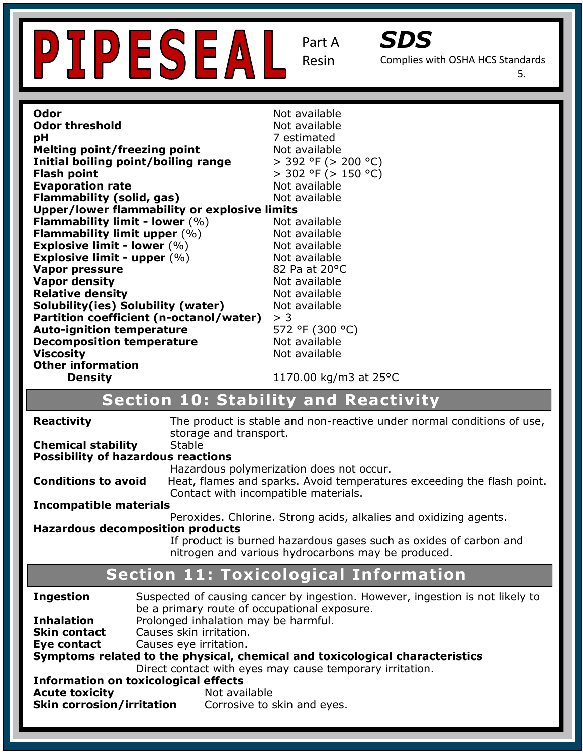| | |
|---|---|
| **Odor** | Not available |
| **Odor threshold** | Not available |
| **pH** | 7 estimated |
| **Melting point/freezing point** | Not available |
| **Initial boiling point/boiling range** | > 392 °F (> 200 °C) |
| **Flash point** | > 302 °F (> 150 °C) |
| **Evaporation rate** | Not available |
| **Flammability (solid, gas)** | Not available |
| **Upper/lower flammability or explosive limits** | |
| **Flammability limit - lower** (%) | Not available |
| **Flammability limit upper** (%) | Not available |
| **Explosive limit - lower** (%) | Not available |
| **Explosive limit - upper** (%) | Not available |
| **Vapor pressure** | 82 Pa at 20°C |
| **Vapor density** | Not available |
| **Relative density** | Not available |
| **Solubility(ies) Solubility (water)** | Not available |
| **Partition coefficient (n-octanol/water)** | > 3 |
| **Auto-ignition temperature** | 572 °F (300 °C) |
| **Decomposition temperature** | Not available |
| **Viscosity** | Not available |
| **Other information** | |
| **Density** | 1170.00 kg/m3 at 25°C |

## Section 10: Stability and Reactivity

**Reactivity** The product is stable and non-reactive under normal conditions of use, storage and transport.

**Chemical stability** Stable

**Possibility of hazardous reactions**

Hazardous polymerization does not occur.

**Conditions to avoid** Heat, flames and sparks. Avoid temperatures exceeding the flash point. Contact with incompatible materials.

**Incompatible materials**

Peroxides. Chlorine. Strong acids, alkalies and oxidizing agents.

**Hazardous decomposition products**

If product is burned hazardous gases such as oxides of carbon and nitrogen and various hydrocarbons may be produced.

## Section 11: Toxicological Information

**Ingestion** Suspected of causing cancer by ingestion. However, ingestion is not likely to be a primary route of occupational exposure.

**Inhalation** Prolonged inhalation may be harmful.

**Skin contact** Causes skin irritation.

**Eye contact** Causes eye irritation.

**Symptoms related to the physical, chemical and toxicological characteristics**

Direct contact with eyes may cause temporary irritation.

**Information on toxicological effects**

**Acute toxicity** Not available

**Skin corrosion/irritation** Corrosive to skin and eyes.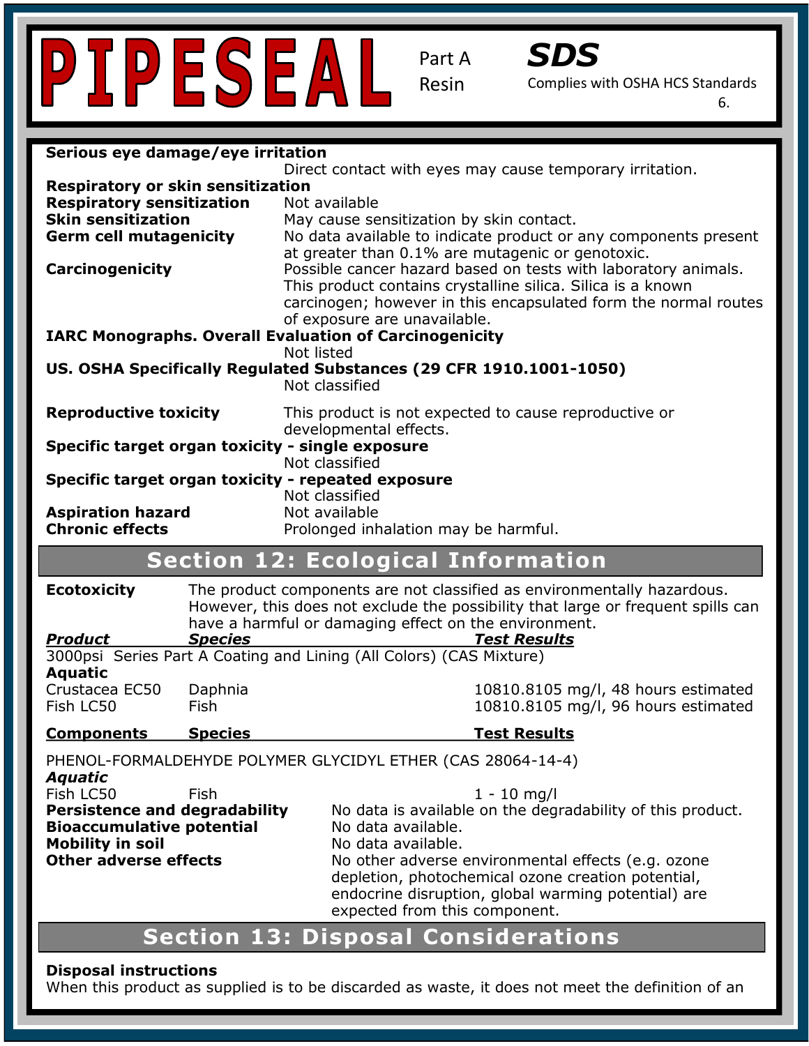**Serious eye damage/eye irritation**

Direct contact with eyes may cause temporary irritation.

**Respiratory or skin sensitization**

**Respiratory sensitization** Not available

**Skin sensitization** May cause sensitization by skin contact.

**Germ cell mutagenicity** No data available to indicate product or any components present at greater than 0.1% are mutagenic or genotoxic.

**Carcinogenicity** Possible cancer hazard based on tests with laboratory animals. This product contains crystalline silica. Silica is a known carcinogen; however in this encapsulated form the normal routes of exposure are unavailable.

**IARC Monographs. Overall Evaluation of Carcinogenicity**

Not listed

**US. OSHA Specifically Regulated Substances (29 CFR 1910.1001-1050)**

Not classified

**Reproductive toxicity** This product is not expected to cause reproductive or developmental effects.

**Specific target organ toxicity - single exposure**

Not classified

**Specific target organ toxicity - repeated exposure**

Not classified

**Aspiration hazard** Not available

**Chronic effects** Prolonged inhalation may be harmful.

## Section 12: Ecological Information

**Ecotoxicity** The product components are not classified as environmentally hazardous. However, this does not exclude the possibility that large or frequent spills can have a harmful or damaging effect on the environment.

| ***Product*** | ***Species*** | ***Test Results*** |
|---|---|---|
| 3000psi Series Part A Coating and Lining (All Colors) (CAS Mixture) | | |
| **Aquatic** | | |
| Crustacea EC50 | Daphnia | 10810.8105 mg/l, 48 hours estimated |
| Fish LC50 | Fish | 10810.8105 mg/l, 96 hours estimated |

| ***Components*** | ***Species*** | ***Test Results*** |
|---|---|---|
| PHENOL-FORMALDEHYDE POLYMER GLYCIDYL ETHER (CAS 28064-14-4) | | |
| ***Aquatic*** | | |
| Fish LC50 | Fish | 1 - 10 mg/l |

**Persistence and degradability** No data is available on the degradability of this product.

**Bioaccumulative potential** No data available.

**Mobility in soil** No data available.

**Other adverse effects** No other adverse environmental effects (e.g. ozone depletion, photochemical ozone creation potential, endocrine disruption, global warming potential) are expected from this component.

## Section 13: Disposal Considerations

**Disposal instructions**

When this product as supplied is to be discarded as waste, it does not meet the definition of an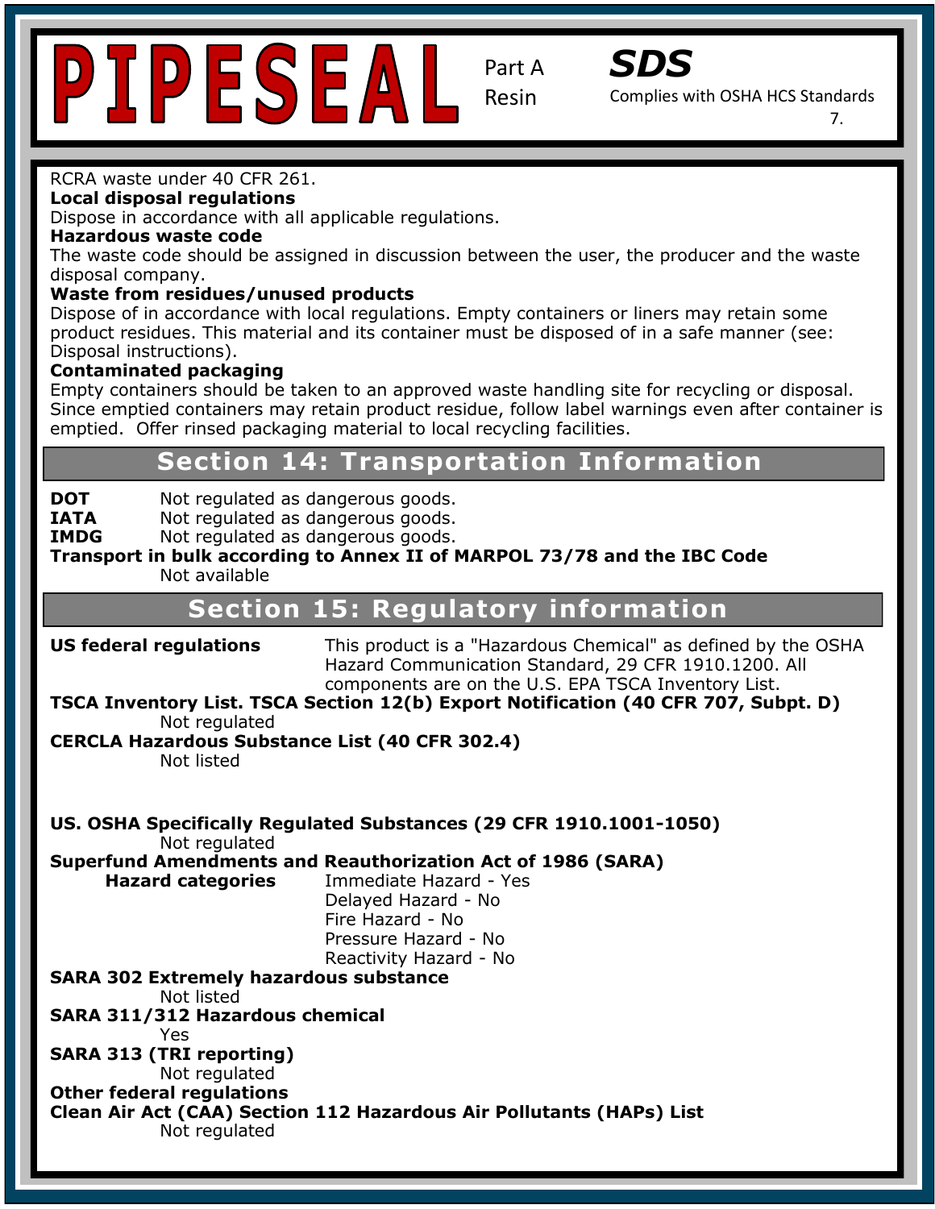RCRA waste under 40 CFR 261.

**Local disposal regulations**

Dispose in accordance with all applicable regulations.

**Hazardous waste code**

The waste code should be assigned in discussion between the user, the producer and the waste disposal company.

**Waste from residues/unused products**

Dispose of in accordance with local regulations. Empty containers or liners may retain some product residues. This material and its container must be disposed of in a safe manner (see: Disposal instructions).

**Contaminated packaging**

Empty containers should be taken to an approved waste handling site for recycling or disposal. Since emptied containers may retain product residue, follow label warnings even after container is emptied. Offer rinsed packaging material to local recycling facilities.

## Section 14: Transportation Information

**DOT** Not regulated as dangerous goods.

**IATA** Not regulated as dangerous goods.

**IMDG** Not regulated as dangerous goods.

**Transport in bulk according to Annex II of MARPOL 73/78 and the IBC Code**

Not available

## Section 15: Regulatory information

**US federal regulations** This product is a "Hazardous Chemical" as defined by the OSHA Hazard Communication Standard, 29 CFR 1910.1200. All components are on the U.S. EPA TSCA Inventory List.

**TSCA Inventory List. TSCA Section 12(b) Export Notification (40 CFR 707, Subpt. D)**

Not regulated

**CERCLA Hazardous Substance List (40 CFR 302.4)**

Not listed

**US. OSHA Specifically Regulated Substances (29 CFR 1910.1001-1050)**

Not regulated

**Superfund Amendments and Reauthorization Act of 1986 (SARA)**

**Hazard categories**

- Immediate Hazard - Yes
- Delayed Hazard - No
- Fire Hazard - No
- Pressure Hazard - No
- Reactivity Hazard - No

**SARA 302 Extremely hazardous substance**

Not listed

**SARA 311/312 Hazardous chemical**

Yes

**SARA 313 (TRI reporting)**

Not regulated

**Other federal regulations**

**Clean Air Act (CAA) Section 112 Hazardous Air Pollutants (HAPs) List**

Not regulated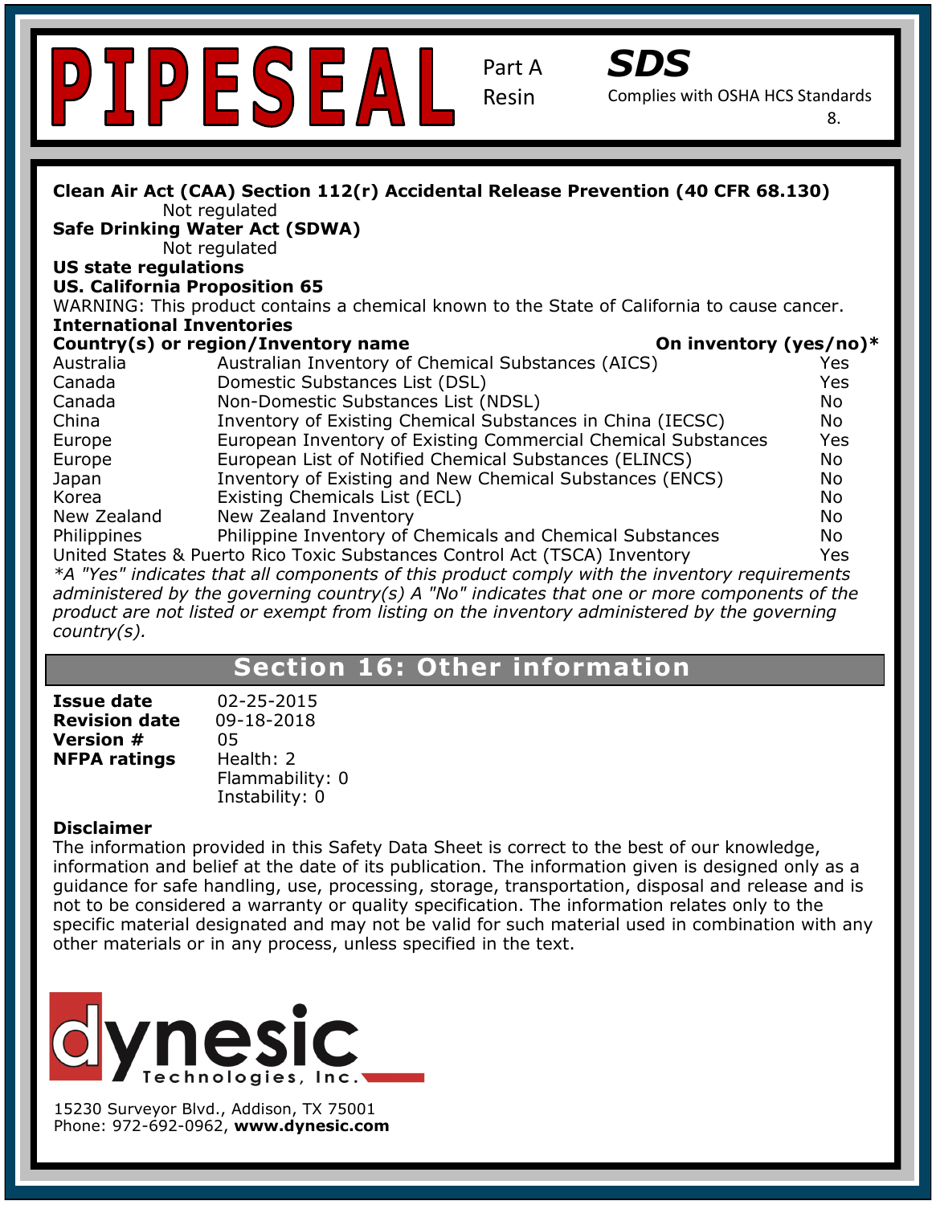**Clean Air Act (CAA) Section 112(r) Accidental Release Prevention (40 CFR 68.130)**

Not regulated

**Safe Drinking Water Act (SDWA)**

Not regulated

**US state regulations**

**US. California Proposition 65**

WARNING: This product contains a chemical known to the State of California to cause cancer.

**International Inventories**

| Country(s) or region | Inventory name | On inventory (yes/no)* |
|---|---|---|
| Australia | Australian Inventory of Chemical Substances (AICS) | Yes |
| Canada | Domestic Substances List (DSL) | Yes |
| Canada | Non-Domestic Substances List (NDSL) | No |
| China | Inventory of Existing Chemical Substances in China (IECSC) | No |
| Europe | European Inventory of Existing Commercial Chemical Substances | Yes |
| Europe | European List of Notified Chemical Substances (ELINCS) | No |
| Japan | Inventory of Existing and New Chemical Substances (ENCS) | No |
| Korea | Existing Chemicals List (ECL) | No |
| New Zealand | New Zealand Inventory | No |
| Philippines | Philippine Inventory of Chemicals and Chemical Substances | No |
| United States & Puerto Rico | Toxic Substances Control Act (TSCA) Inventory | Yes |

*\*A "Yes" indicates that all components of this product comply with the inventory requirements administered by the governing country(s) A "No" indicates that one or more components of the product are not listed or exempt from listing on the inventory administered by the governing country(s).*

## Section 16: Other information

**Issue date** 02-25-2015

**Revision date** 09-18-2018

**Version #** 05

**NFPA ratings** Health: 2
Flammability: 0
Instability: 0

**Disclaimer**

The information provided in this Safety Data Sheet is correct to the best of our knowledge, information and belief at the date of its publication. The information given is designed only as a guidance for safe handling, use, processing, storage, transportation, disposal and release and is not to be considered a warranty or quality specification. The information relates only to the specific material designated and may not be valid for such material used in combination with any other materials or in any process, unless specified in the text.

dynesic Technologies, Inc.

15230 Surveyor Blvd., Addison, TX 75001
Phone: 972-692-0962, **www.dynesic.com**